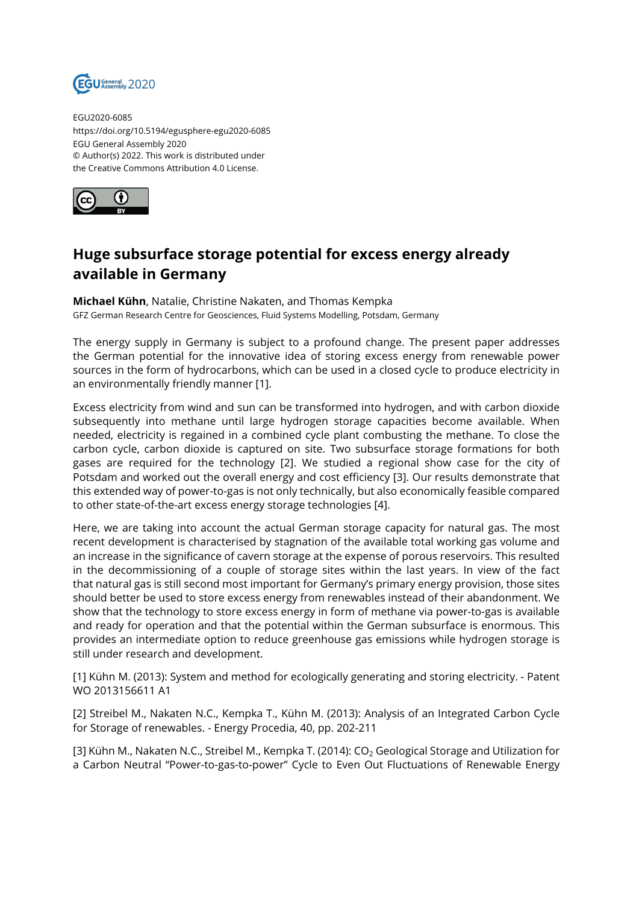EGU2020-6085
https://doi.org/10.5194/egusphere-egu2020-6085
EGU General Assembly 2020
© Author(s) 2022. This work is distributed under
the Creative Commons Attribution 4.0 License.

# Huge subsurface storage potential for excess energy already available in Germany

**Michael Kühn**, Natalie, Christine Nakaten, and Thomas Kempka
GFZ German Research Centre for Geosciences, Fluid Systems Modelling, Potsdam, Germany

The energy supply in Germany is subject to a profound change. The present paper addresses the German potential for the innovative idea of storing excess energy from renewable power sources in the form of hydrocarbons, which can be used in a closed cycle to produce electricity in an environmentally friendly manner [1].

Excess electricity from wind and sun can be transformed into hydrogen, and with carbon dioxide subsequently into methane until large hydrogen storage capacities become available. When needed, electricity is regained in a combined cycle plant combusting the methane. To close the carbon cycle, carbon dioxide is captured on site. Two subsurface storage formations for both gases are required for the technology [2]. We studied a regional show case for the city of Potsdam and worked out the overall energy and cost efficiency [3]. Our results demonstrate that this extended way of power-to-gas is not only technically, but also economically feasible compared to other state-of-the-art excess energy storage technologies [4].

Here, we are taking into account the actual German storage capacity for natural gas. The most recent development is characterised by stagnation of the available total working gas volume and an increase in the significance of cavern storage at the expense of porous reservoirs. This resulted in the decommissioning of a couple of storage sites within the last years. In view of the fact that natural gas is still second most important for Germany's primary energy provision, those sites should better be used to store excess energy from renewables instead of their abandonment. We show that the technology to store excess energy in form of methane via power-to-gas is available and ready for operation and that the potential within the German subsurface is enormous. This provides an intermediate option to reduce greenhouse gas emissions while hydrogen storage is still under research and development.

[1] Kühn M. (2013): System and method for ecologically generating and storing electricity. - Patent WO 2013156611 A1

[2] Streibel M., Nakaten N.C., Kempka T., Kühn M. (2013): Analysis of an Integrated Carbon Cycle for Storage of renewables. - Energy Procedia, 40, pp. 202-211

[3] Kühn M., Nakaten N.C., Streibel M., Kempka T. (2014): $CO_2$ Geological Storage and Utilization for a Carbon Neutral "Power-to-gas-to-power" Cycle to Even Out Fluctuations of Renewable Energy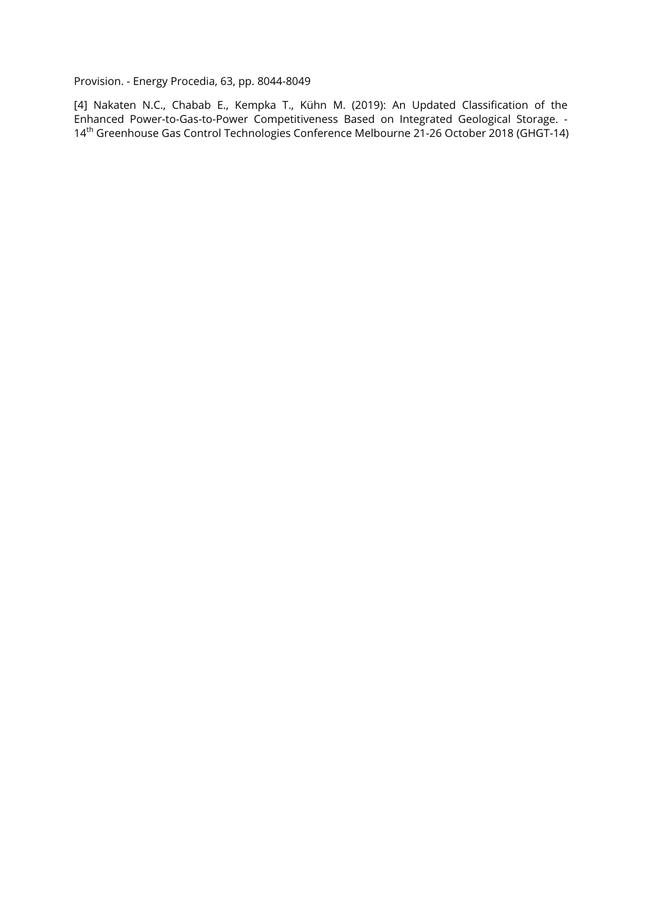Provision. - Energy Procedia, 63, pp. 8044-8049

[4] Nakaten N.C., Chabab E., Kempka T., Kühn M. (2019): An Updated Classification of the Enhanced Power-to-Gas-to-Power Competitiveness Based on Integrated Geological Storage. - 14th Greenhouse Gas Control Technologies Conference Melbourne 21-26 October 2018 (GHGT-14)